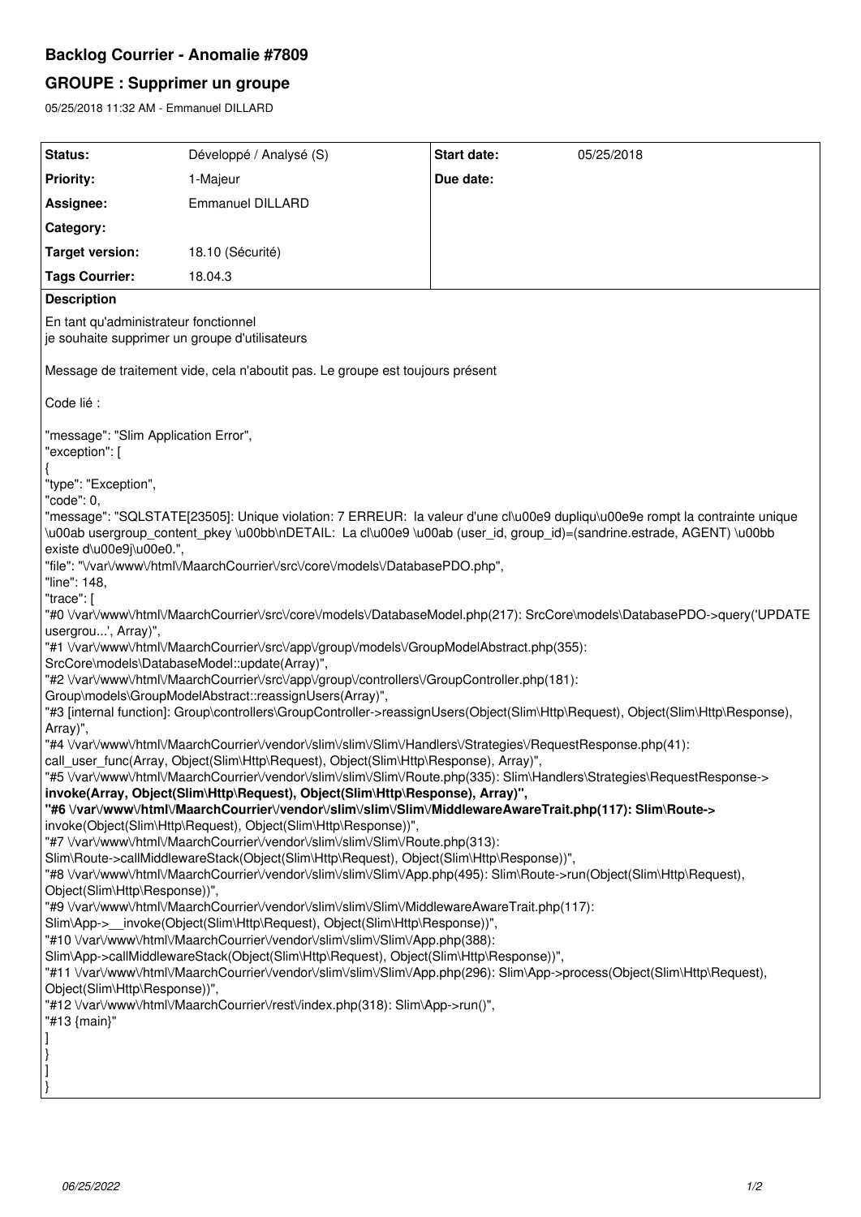# Backlog Courrier - Anomalie #7809

## GROUPE : Supprimer un groupe

05/25/2018 11:32 AM - Emmanuel DILLARD

| Status: | Développé / Analysé (S) | Start date: | 05/25/2018 |
|---|---|---|---|
| Priority: | 1-Majeur | Due date: | |
| Assignee: | Emmanuel DILLARD | | |
| Category: | | | |
| Target version: | 18.10 (Sécurité) | | |
| Tags Courrier: | 18.04.3 | | |

**Description**

En tant qu'administrateur fonctionnel
je souhaite supprimer un groupe d'utilisateurs

Message de traitement vide, cela n'aboutit pas. Le groupe est toujours présent

Code lié :

```
"message": "Slim Application Error",
"exception": [
{
"type": "Exception",
"code": 0,
"message": "SQLSTATE[23505]: Unique violation: 7 ERREUR:  la valeur d'une cl\u00e9 dupliqu\u00e9e rompt la contrainte unique \u00ab usergroup_content_pkey \u00bb\nDETAIL:  La cl\u00e9 \u00ab (user_id, group_id)=(sandrine.estrade, AGENT) \u00bb existe d\u00e9j\u00e0.",
"file": "\/var\/www\/html\/MaarchCourrier\/src\/core\/models\/DatabasePDO.php",
"line": 148,
"trace": [
"#0 \/var\/www\/html\/MaarchCourrier\/src\/core\/models\/DatabaseModel.php(217): SrcCore\models\DatabasePDO->query('UPDATE usergrou...', Array)",
"#1 \/var\/www\/html\/MaarchCourrier\/src\/app\/group\/models\/GroupModelAbstract.php(355): SrcCore\models\DatabaseModel::update(Array)",
"#2 \/var\/www\/html\/MaarchCourrier\/src\/app\/group\/controllers\/GroupController.php(181): Group\models\GroupModelAbstract::reassignUsers(Array)",
"#3 [internal function]: Group\controllers\GroupController->reassignUsers(Object(Slim\Http\Request), Object(Slim\Http\Response), Array)",
"#4 \/var\/www\/html\/MaarchCourrier\/vendor\/slim\/slim\/Slim\/Handlers\/Strategies\/RequestResponse.php(41): call_user_func(Array, Object(Slim\Http\Request), Object(Slim\Http\Response), Array)",
"#5 \/var\/www\/html\/MaarchCourrier\/vendor\/slim\/slim\/Slim\/Route.php(335): Slim\Handlers\Strategies\RequestResponse->invoke(Array, Object(Slim\Http\Request), Object(Slim\Http\Response), Array)",
"#6 \/var\/www\/html\/MaarchCourrier\/vendor\/slim\/slim\/Slim\/MiddlewareAwareTrait.php(117): Slim\Route->invoke(Object(Slim\Http\Request), Object(Slim\Http\Response))",
"#7 \/var\/www\/html\/MaarchCourrier\/vendor\/slim\/slim\/Slim\/Route.php(313): Slim\Route->callMiddlewareStack(Object(Slim\Http\Request), Object(Slim\Http\Response))",
"#8 \/var\/www\/html\/MaarchCourrier\/vendor\/slim\/slim\/Slim\/App.php(495): Slim\Route->run(Object(Slim\Http\Request), Object(Slim\Http\Response))",
"#9 \/var\/www\/html\/MaarchCourrier\/vendor\/slim\/slim\/Slim\/MiddlewareAwareTrait.php(117): Slim\App->__invoke(Object(Slim\Http\Request), Object(Slim\Http\Response))",
"#10 \/var\/www\/html\/MaarchCourrier\/vendor\/slim\/slim\/Slim\/App.php(388): Slim\App->callMiddlewareStack(Object(Slim\Http\Request), Object(Slim\Http\Response))",
"#11 \/var\/www\/html\/MaarchCourrier\/vendor\/slim\/slim\/Slim\/App.php(296): Slim\App->process(Object(Slim\Http\Request), Object(Slim\Http\Response))",
"#12 \/var\/www\/html\/MaarchCourrier\/rest\/index.php(318): Slim\App->run()",
"#13 {main}"
]
}
]
}
```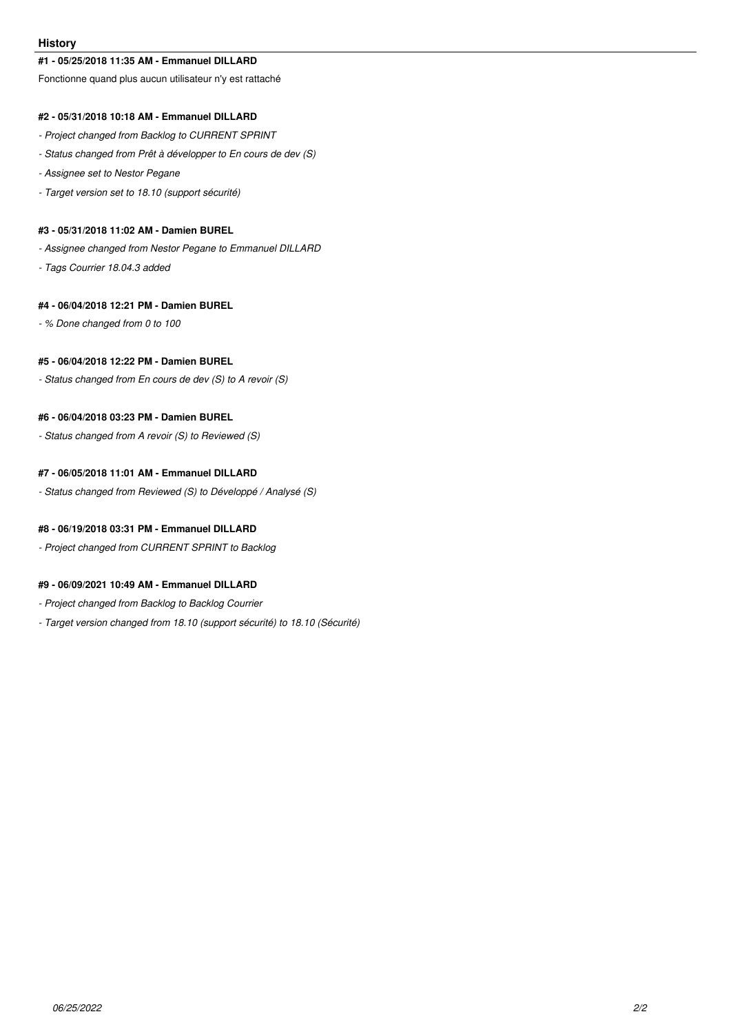## History

### #1 - 05/25/2018 11:35 AM - Emmanuel DILLARD

Fonctionne quand plus aucun utilisateur n'y est rattaché

### #2 - 05/31/2018 10:18 AM - Emmanuel DILLARD

- *Project changed from Backlog to CURRENT SPRINT*
- *Status changed from Prêt à développer to En cours de dev (S)*
- *Assignee set to Nestor Pegane*
- *Target version set to 18.10 (support sécurité)*

### #3 - 05/31/2018 11:02 AM - Damien BUREL

- *Assignee changed from Nestor Pegane to Emmanuel DILLARD*
- *Tags Courrier 18.04.3 added*

### #4 - 06/04/2018 12:21 PM - Damien BUREL

- *% Done changed from 0 to 100*

### #5 - 06/04/2018 12:22 PM - Damien BUREL

- *Status changed from En cours de dev (S) to A revoir (S)*

### #6 - 06/04/2018 03:23 PM - Damien BUREL

- *Status changed from A revoir (S) to Reviewed (S)*

### #7 - 06/05/2018 11:01 AM - Emmanuel DILLARD

- *Status changed from Reviewed (S) to Développé / Analysé (S)*

### #8 - 06/19/2018 03:31 PM - Emmanuel DILLARD

- *Project changed from CURRENT SPRINT to Backlog*

### #9 - 06/09/2021 10:49 AM - Emmanuel DILLARD

- *Project changed from Backlog to Backlog Courrier*
- *Target version changed from 18.10 (support sécurité) to 18.10 (Sécurité)*